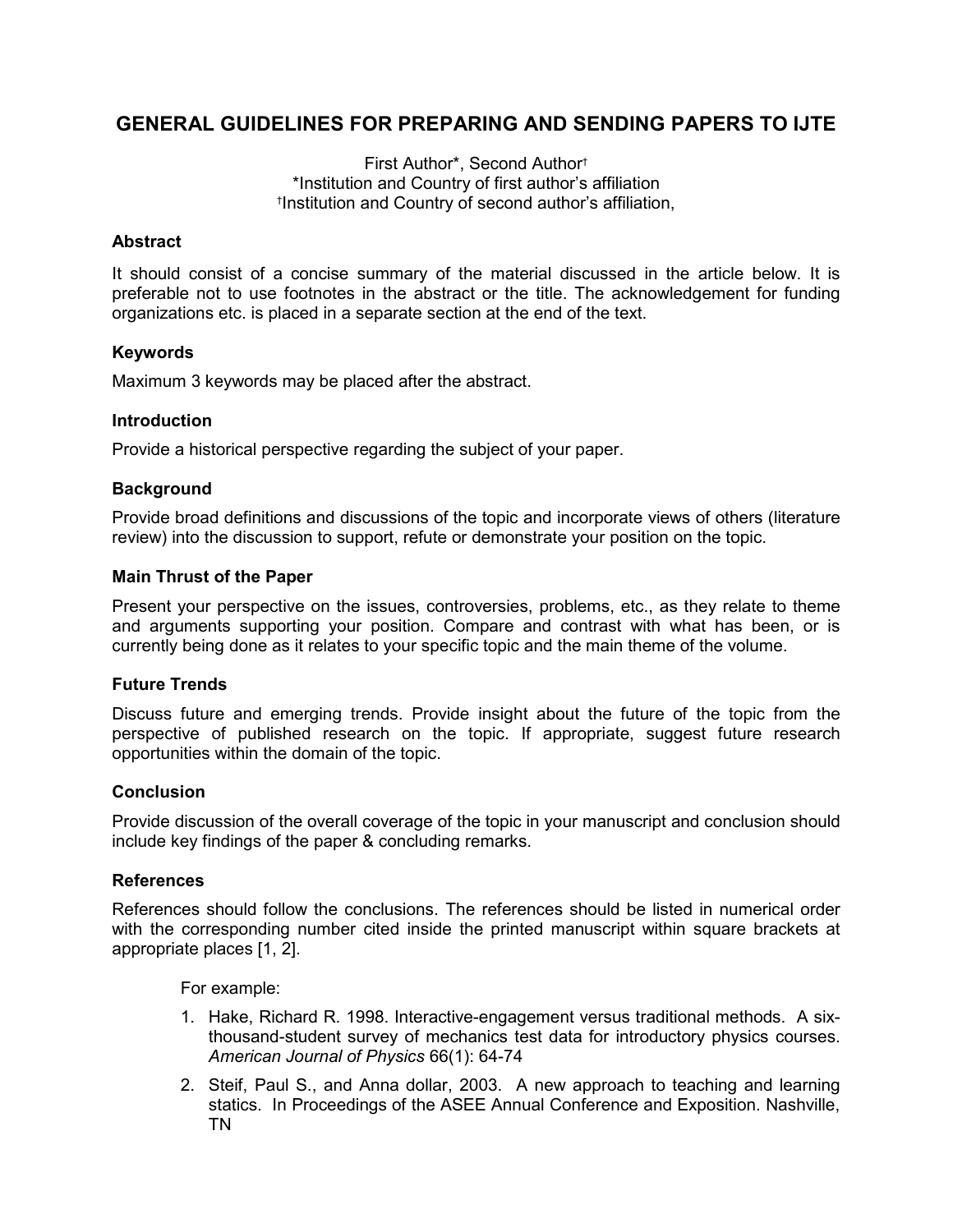# GENERAL GUIDELINES FOR PREPARING AND SENDING PAPERS TO IJTE

First Author*, Second Author†
*Institution and Country of first author's affiliation
†Institution and Country of second author's affiliation,

### Abstract

It should consist of a concise summary of the material discussed in the article below. It is preferable not to use footnotes in the abstract or the title. The acknowledgement for funding organizations etc. is placed in a separate section at the end of the text.

### Keywords

Maximum 3 keywords may be placed after the abstract.

### Introduction

Provide a historical perspective regarding the subject of your paper.

### Background

Provide broad definitions and discussions of the topic and incorporate views of others (literature review) into the discussion to support, refute or demonstrate your position on the topic.

### Main Thrust of the Paper

Present your perspective on the issues, controversies, problems, etc., as they relate to theme and arguments supporting your position. Compare and contrast with what has been, or is currently being done as it relates to your specific topic and the main theme of the volume.

### Future Trends

Discuss future and emerging trends. Provide insight about the future of the topic from the perspective of published research on the topic. If appropriate, suggest future research opportunities within the domain of the topic.

### Conclusion

Provide discussion of the overall coverage of the topic in your manuscript and conclusion should include key findings of the paper & concluding remarks.

### References

References should follow the conclusions. The references should be listed in numerical order with the corresponding number cited inside the printed manuscript within square brackets at appropriate places [1, 2].

For example:

1. Hake, Richard R. 1998. Interactive-engagement versus traditional methods. A six-thousand-student survey of mechanics test data for introductory physics courses. *American Journal of Physics* 66(1): 64-74
2. Steif, Paul S., and Anna dollar, 2003. A new approach to teaching and learning statics. In Proceedings of the ASEE Annual Conference and Exposition. Nashville, TN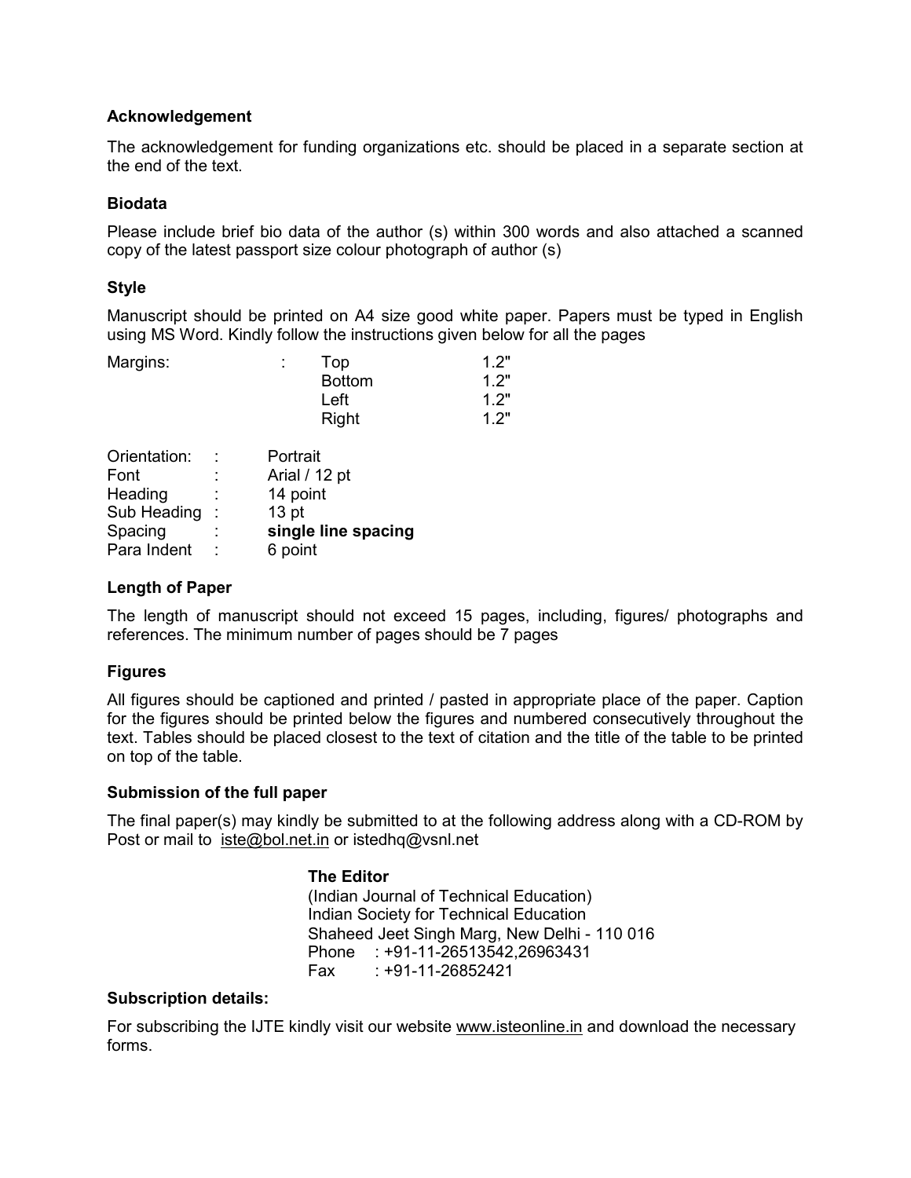**Acknowledgement**

The acknowledgement for funding organizations etc. should be placed in a separate section at the end of the text.

**Biodata**

Please include brief bio data of the author (s) within 300 words and also attached a scanned copy of the latest passport size colour photograph of author (s)

**Style**

Manuscript should be printed on A4 size good white paper. Papers must be typed in English using MS Word. Kindly follow the instructions given below for all the pages

| | | | |
|---|---|---|---|
| Margins: | : | Top | 1.2" |
| | | Bottom | 1.2" |
| | | Left | 1.2" |
| | | Right | 1.2" |

| | | |
|---|---|---|
| Orientation: | : | Portrait |
| Font | : | Arial / 12 pt |
| Heading | : | 14 point |
| Sub Heading | : | 13 pt |
| Spacing | : | **single line spacing** |
| Para Indent | : | 6 point |

**Length of Paper**

The length of manuscript should not exceed 15 pages, including, figures/ photographs and references. The minimum number of pages should be 7 pages

**Figures**

All figures should be captioned and printed / pasted in appropriate place of the paper. Caption for the figures should be printed below the figures and numbered consecutively throughout the text. Tables should be placed closest to the text of citation and the title of the table to be printed on top of the table.

**Submission of the full paper**

The final paper(s) may kindly be submitted to at the following address along with a CD-ROM by Post or mail to iste@bol.net.in or istedhq@vsnl.net

**The Editor**
(Indian Journal of Technical Education)
Indian Society for Technical Education
Shaheed Jeet Singh Marg, New Delhi - 110 016
Phone : +91-11-26513542,26963431
Fax : +91-11-26852421

**Subscription details:**

For subscribing the IJTE kindly visit our website www.isteonline.in and download the necessary forms.